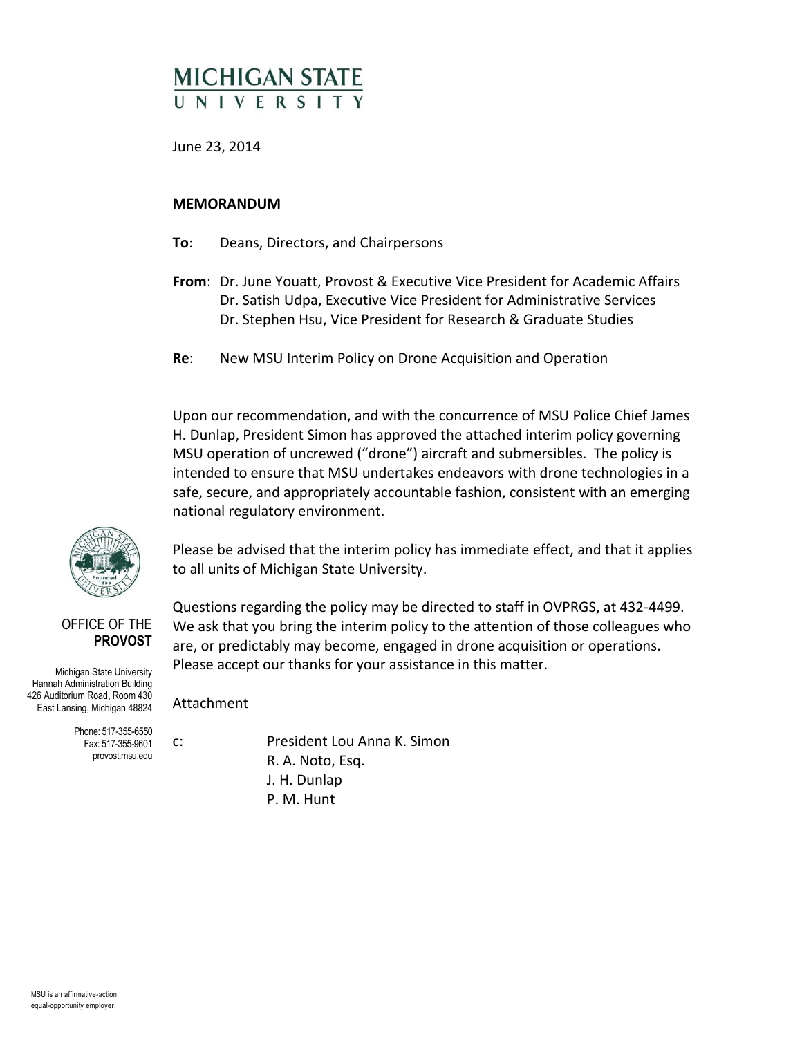# MICHIGAN STATE UNIVERSITY

June 23, 2014

**MEMORANDUM**

**To**: Deans, Directors, and Chairpersons

**From**: Dr. June Youatt, Provost & Executive Vice President for Academic Affairs
Dr. Satish Udpa, Executive Vice President for Administrative Services
Dr. Stephen Hsu, Vice President for Research & Graduate Studies

**Re**: New MSU Interim Policy on Drone Acquisition and Operation

Upon our recommendation, and with the concurrence of MSU Police Chief James H. Dunlap, President Simon has approved the attached interim policy governing MSU operation of uncrewed ("drone") aircraft and submersibles. The policy is intended to ensure that MSU undertakes endeavors with drone technologies in a safe, secure, and appropriately accountable fashion, consistent with an emerging national regulatory environment.

Please be advised that the interim policy has immediate effect, and that it applies to all units of Michigan State University.

Questions regarding the policy may be directed to staff in OVPRGS, at 432-4499. We ask that you bring the interim policy to the attention of those colleagues who are, or predictably may become, engaged in drone acquisition or operations. Please accept our thanks for your assistance in this matter.

Attachment

c: President Lou Anna K. Simon
R. A. Noto, Esq.
J. H. Dunlap
P. M. Hunt

OFFICE OF THE **PROVOST**

Michigan State University
Hannah Administration Building
426 Auditorium Road, Room 430
East Lansing, Michigan 48824

Phone: 517-355-6550
Fax: 517-355-9601
provost.msu.edu

MSU is an affirmative-action, equal-opportunity employer.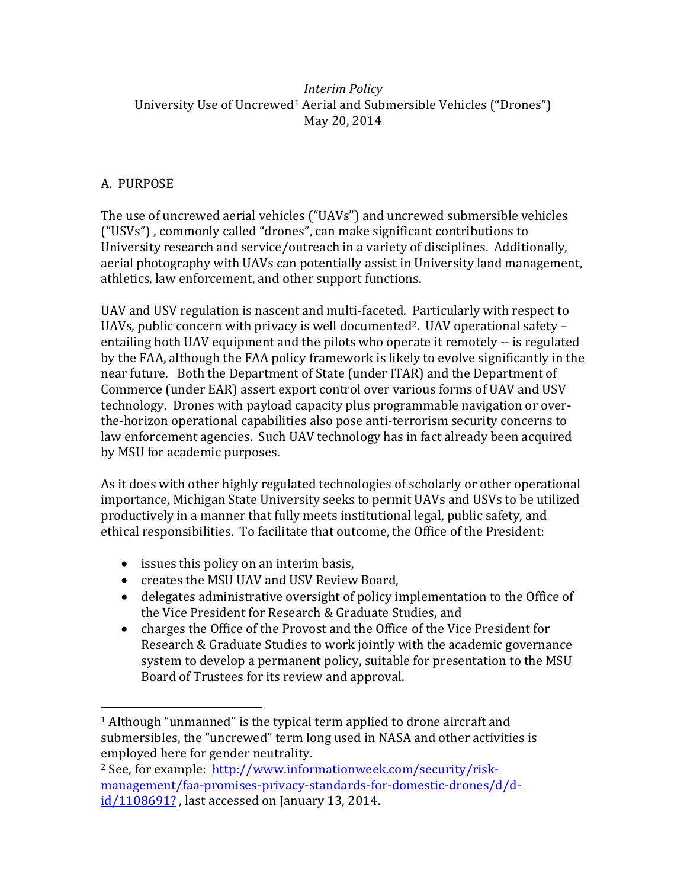*Interim Policy*
University Use of Uncrewed[1] Aerial and Submersible Vehicles ("Drones")
May 20, 2014

## A. PURPOSE

The use of uncrewed aerial vehicles ("UAVs") and uncrewed submersible vehicles ("USVs") , commonly called "drones", can make significant contributions to University research and service/outreach in a variety of disciplines. Additionally, aerial photography with UAVs can potentially assist in University land management, athletics, law enforcement, and other support functions.

UAV and USV regulation is nascent and multi-faceted. Particularly with respect to UAVs, public concern with privacy is well documented[2]. UAV operational safety – entailing both UAV equipment and the pilots who operate it remotely -- is regulated by the FAA, although the FAA policy framework is likely to evolve significantly in the near future. Both the Department of State (under ITAR) and the Department of Commerce (under EAR) assert export control over various forms of UAV and USV technology. Drones with payload capacity plus programmable navigation or over-the-horizon operational capabilities also pose anti-terrorism security concerns to law enforcement agencies. Such UAV technology has in fact already been acquired by MSU for academic purposes.

As it does with other highly regulated technologies of scholarly or other operational importance, Michigan State University seeks to permit UAVs and USVs to be utilized productively in a manner that fully meets institutional legal, public safety, and ethical responsibilities. To facilitate that outcome, the Office of the President:

- issues this policy on an interim basis,
- creates the MSU UAV and USV Review Board,
- delegates administrative oversight of policy implementation to the Office of the Vice President for Research & Graduate Studies, and
- charges the Office of the Provost and the Office of the Vice President for Research & Graduate Studies to work jointly with the academic governance system to develop a permanent policy, suitable for presentation to the MSU Board of Trustees for its review and approval.

---

[1] Although "unmanned" is the typical term applied to drone aircraft and submersibles, the "uncrewed" term long used in NASA and other activities is employed here for gender neutrality.

[2] See, for example: http://www.informationweek.com/security/risk-management/faa-promises-privacy-standards-for-domestic-drones/d/d-id/1108691? , last accessed on January 13, 2014.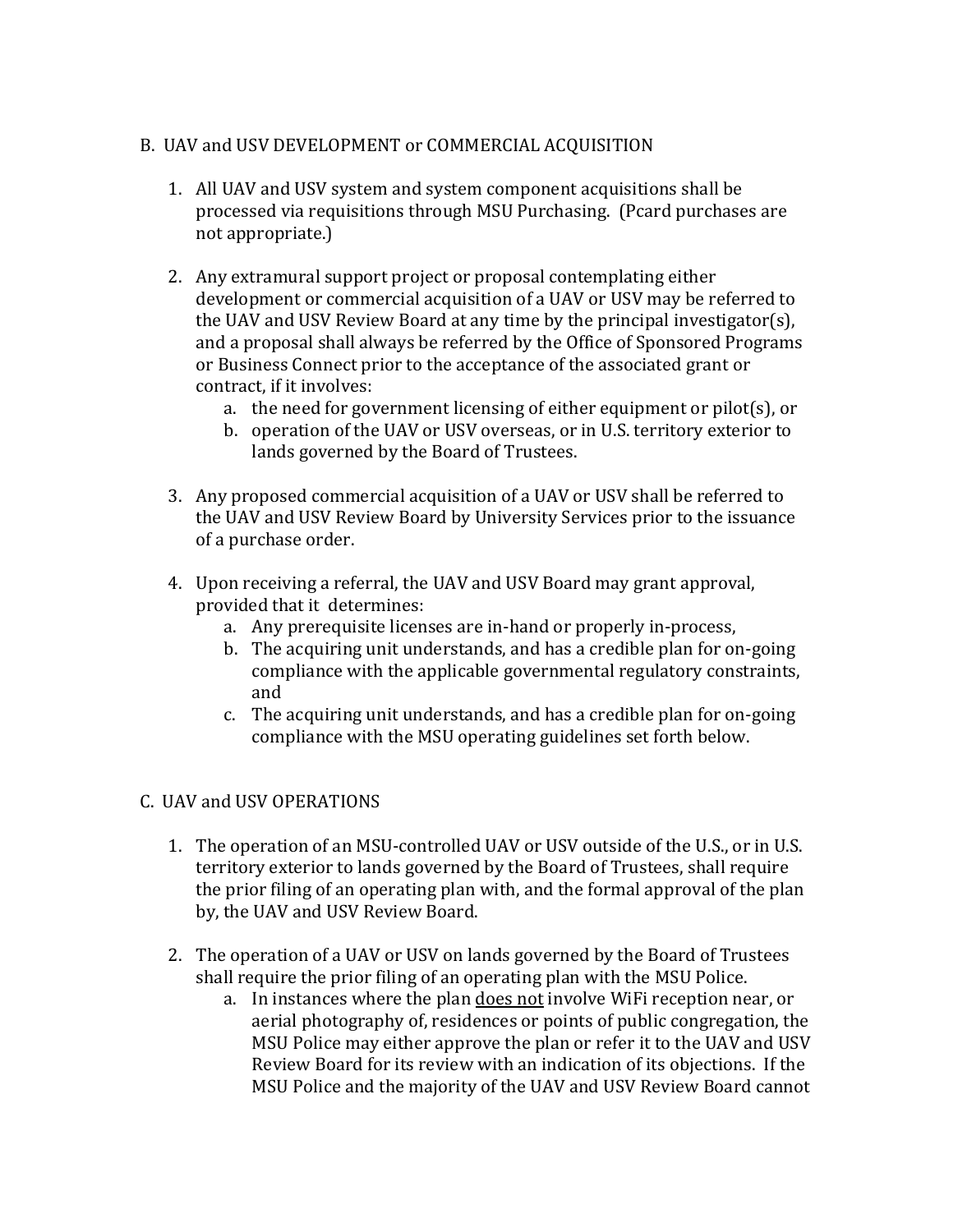## B. UAV and USV DEVELOPMENT or COMMERCIAL ACQUISITION

1. All UAV and USV system and system component acquisitions shall be processed via requisitions through MSU Purchasing. (Pcard purchases are not appropriate.)

2. Any extramural support project or proposal contemplating either development or commercial acquisition of a UAV or USV may be referred to the UAV and USV Review Board at any time by the principal investigator(s), and a proposal shall always be referred by the Office of Sponsored Programs or Business Connect prior to the acceptance of the associated grant or contract, if it involves:
   a. the need for government licensing of either equipment or pilot(s), or
   b. operation of the UAV or USV overseas, or in U.S. territory exterior to lands governed by the Board of Trustees.

3. Any proposed commercial acquisition of a UAV or USV shall be referred to the UAV and USV Review Board by University Services prior to the issuance of a purchase order.

4. Upon receiving a referral, the UAV and USV Board may grant approval, provided that it determines:
   a. Any prerequisite licenses are in-hand or properly in-process,
   b. The acquiring unit understands, and has a credible plan for on-going compliance with the applicable governmental regulatory constraints, and
   c. The acquiring unit understands, and has a credible plan for on-going compliance with the MSU operating guidelines set forth below.

## C. UAV and USV OPERATIONS

1. The operation of an MSU-controlled UAV or USV outside of the U.S., or in U.S. territory exterior to lands governed by the Board of Trustees, shall require the prior filing of an operating plan with, and the formal approval of the plan by, the UAV and USV Review Board.

2. The operation of a UAV or USV on lands governed by the Board of Trustees shall require the prior filing of an operating plan with the MSU Police.
   a. In instances where the plan <u>does not</u> involve WiFi reception near, or aerial photography of, residences or points of public congregation, the MSU Police may either approve the plan or refer it to the UAV and USV Review Board for its review with an indication of its objections. If the MSU Police and the majority of the UAV and USV Review Board cannot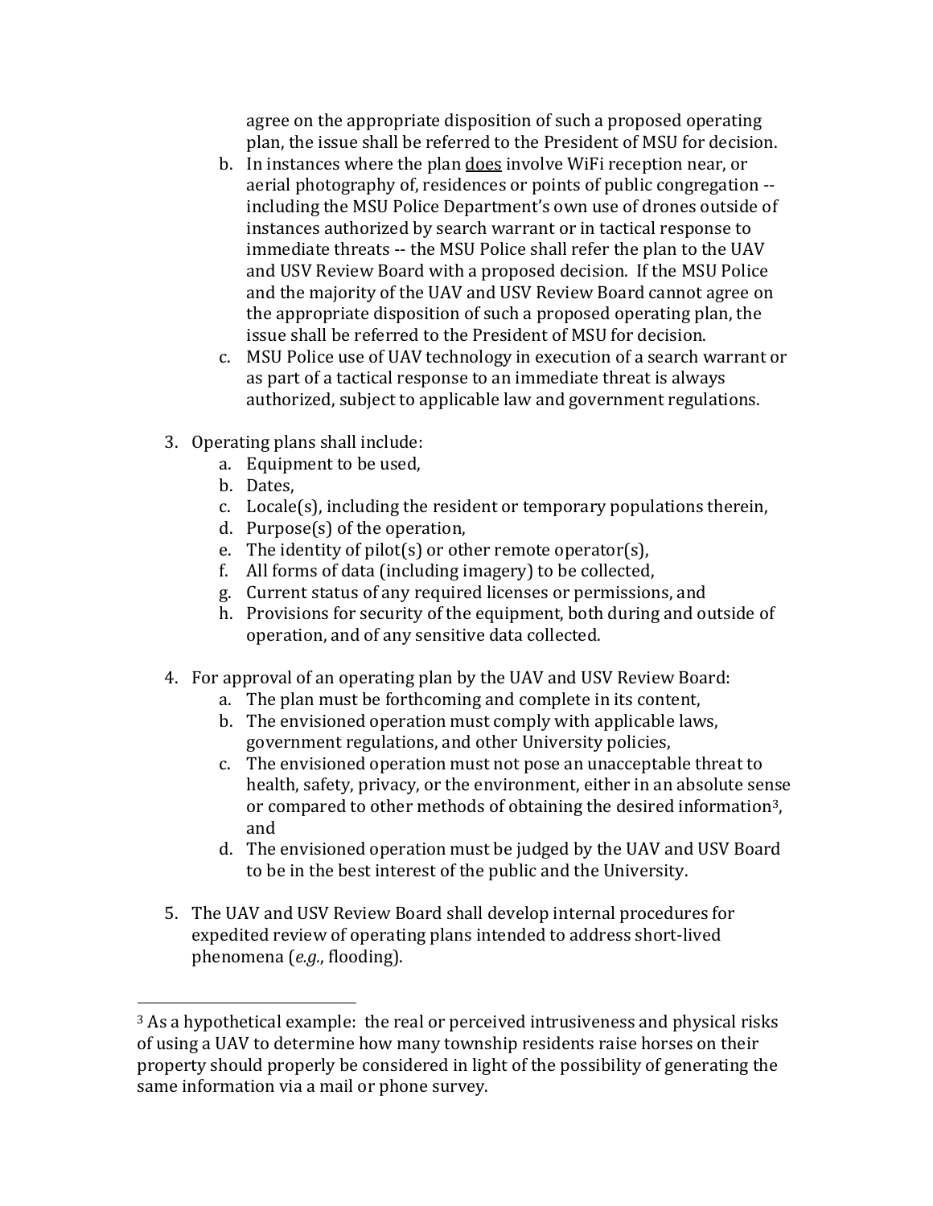agree on the appropriate disposition of such a proposed operating plan, the issue shall be referred to the President of MSU for decision.

   b. In instances where the plan <u>does</u> involve WiFi reception near, or aerial photography of, residences or points of public congregation -- including the MSU Police Department's own use of drones outside of instances authorized by search warrant or in tactical response to immediate threats -- the MSU Police shall refer the plan to the UAV and USV Review Board with a proposed decision. If the MSU Police and the majority of the UAV and USV Review Board cannot agree on the appropriate disposition of such a proposed operating plan, the issue shall be referred to the President of MSU for decision.
   c. MSU Police use of UAV technology in execution of a search warrant or as part of a tactical response to an immediate threat is always authorized, subject to applicable law and government regulations.

3. Operating plans shall include:
   a. Equipment to be used,
   b. Dates,
   c. Locale(s), including the resident or temporary populations therein,
   d. Purpose(s) of the operation,
   e. The identity of pilot(s) or other remote operator(s),
   f. All forms of data (including imagery) to be collected,
   g. Current status of any required licenses or permissions, and
   h. Provisions for security of the equipment, both during and outside of operation, and of any sensitive data collected.

4. For approval of an operating plan by the UAV and USV Review Board:
   a. The plan must be forthcoming and complete in its content,
   b. The envisioned operation must comply with applicable laws, government regulations, and other University policies,
   c. The envisioned operation must not pose an unacceptable threat to health, safety, privacy, or the environment, either in an absolute sense or compared to other methods of obtaining the desired information[3], and
   d. The envisioned operation must be judged by the UAV and USV Board to be in the best interest of the public and the University.

5. The UAV and USV Review Board shall develop internal procedures for expedited review of operating plans intended to address short-lived phenomena (*e.g.*, flooding).

---

[3] As a hypothetical example: the real or perceived intrusiveness and physical risks of using a UAV to determine how many township residents raise horses on their property should properly be considered in light of the possibility of generating the same information via a mail or phone survey.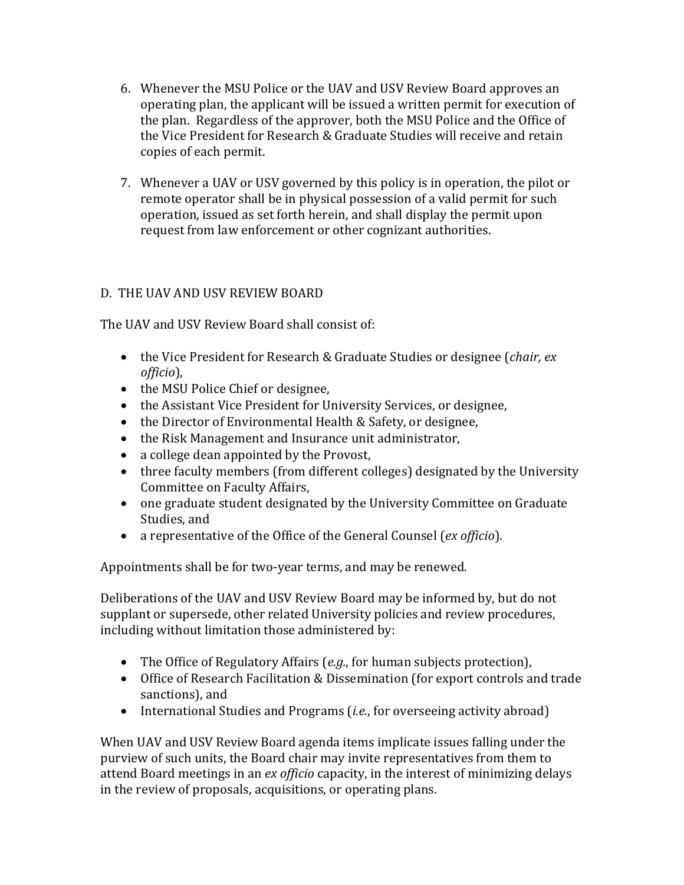6. Whenever the MSU Police or the UAV and USV Review Board approves an operating plan, the applicant will be issued a written permit for execution of the plan. Regardless of the approver, both the MSU Police and the Office of the Vice President for Research & Graduate Studies will receive and retain copies of each permit.

7. Whenever a UAV or USV governed by this policy is in operation, the pilot or remote operator shall be in physical possession of a valid permit for such operation, issued as set forth herein, and shall display the permit upon request from law enforcement or other cognizant authorities.

## D. THE UAV AND USV REVIEW BOARD

The UAV and USV Review Board shall consist of:

- the Vice President for Research & Graduate Studies or designee (*chair, ex officio*),
- the MSU Police Chief or designee,
- the Assistant Vice President for University Services, or designee,
- the Director of Environmental Health & Safety, or designee,
- the Risk Management and Insurance unit administrator,
- a college dean appointed by the Provost,
- three faculty members (from different colleges) designated by the University Committee on Faculty Affairs,
- one graduate student designated by the University Committee on Graduate Studies, and
- a representative of the Office of the General Counsel (*ex officio*).

Appointments shall be for two-year terms, and may be renewed.

Deliberations of the UAV and USV Review Board may be informed by, but do not supplant or supersede, other related University policies and review procedures, including without limitation those administered by:

- The Office of Regulatory Affairs (*e.g.*, for human subjects protection),
- Office of Research Facilitation & Dissemination (for export controls and trade sanctions), and
- International Studies and Programs (*i.e.*, for overseeing activity abroad)

When UAV and USV Review Board agenda items implicate issues falling under the purview of such units, the Board chair may invite representatives from them to attend Board meetings in an *ex officio* capacity, in the interest of minimizing delays in the review of proposals, acquisitions, or operating plans.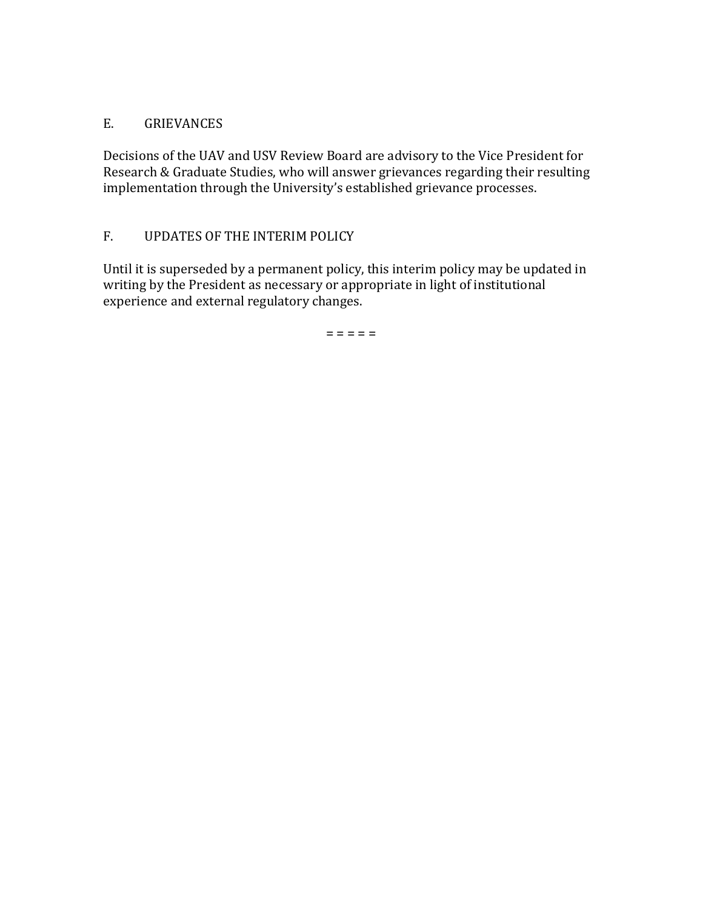## E. GRIEVANCES

Decisions of the UAV and USV Review Board are advisory to the Vice President for Research & Graduate Studies, who will answer grievances regarding their resulting implementation through the University's established grievance processes.

## F. UPDATES OF THE INTERIM POLICY

Until it is superseded by a permanent policy, this interim policy may be updated in writing by the President as necessary or appropriate in light of institutional experience and external regulatory changes.

= = = = =